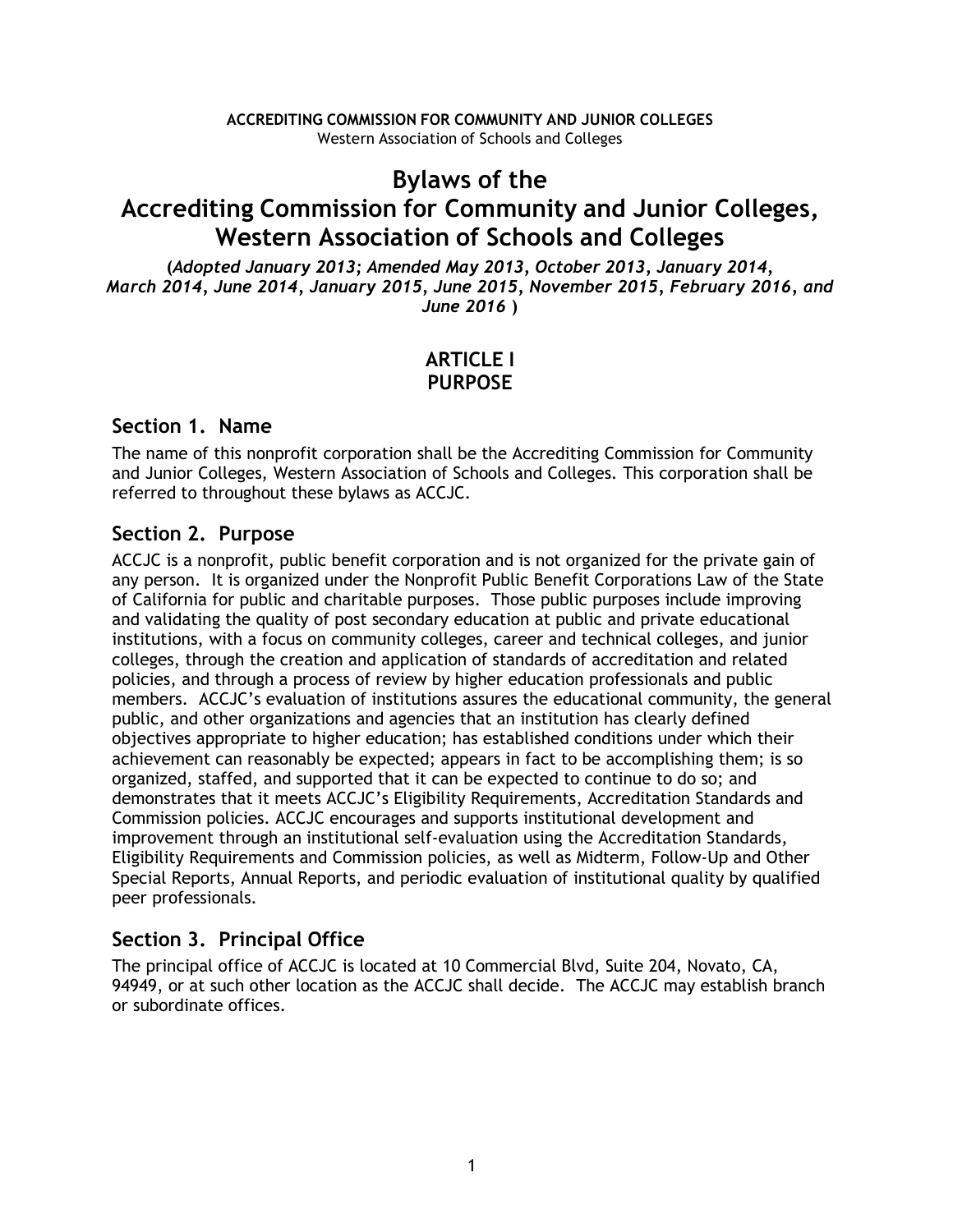**ACCREDITING COMMISSION FOR COMMUNITY AND JUNIOR COLLEGES**
Western Association of Schools and Colleges

# Bylaws of the Accrediting Commission for Community and Junior Colleges, Western Association of Schools and Colleges

**(*Adopted January 2013; Amended May 2013, October 2013, January 2014, March 2014, June 2014, January 2015, June 2015, November 2015, February 2016, and June 2016* )**

## ARTICLE I
## PURPOSE

### Section 1. Name

The name of this nonprofit corporation shall be the Accrediting Commission for Community and Junior Colleges, Western Association of Schools and Colleges. This corporation shall be referred to throughout these bylaws as ACCJC.

### Section 2. Purpose

ACCJC is a nonprofit, public benefit corporation and is not organized for the private gain of any person. It is organized under the Nonprofit Public Benefit Corporations Law of the State of California for public and charitable purposes. Those public purposes include improving and validating the quality of post secondary education at public and private educational institutions, with a focus on community colleges, career and technical colleges, and junior colleges, through the creation and application of standards of accreditation and related policies, and through a process of review by higher education professionals and public members. ACCJC's evaluation of institutions assures the educational community, the general public, and other organizations and agencies that an institution has clearly defined objectives appropriate to higher education; has established conditions under which their achievement can reasonably be expected; appears in fact to be accomplishing them; is so organized, staffed, and supported that it can be expected to continue to do so; and demonstrates that it meets ACCJC's Eligibility Requirements, Accreditation Standards and Commission policies. ACCJC encourages and supports institutional development and improvement through an institutional self-evaluation using the Accreditation Standards, Eligibility Requirements and Commission policies, as well as Midterm, Follow-Up and Other Special Reports, Annual Reports, and periodic evaluation of institutional quality by qualified peer professionals.

### Section 3. Principal Office

The principal office of ACCJC is located at 10 Commercial Blvd, Suite 204, Novato, CA, 94949, or at such other location as the ACCJC shall decide. The ACCJC may establish branch or subordinate offices.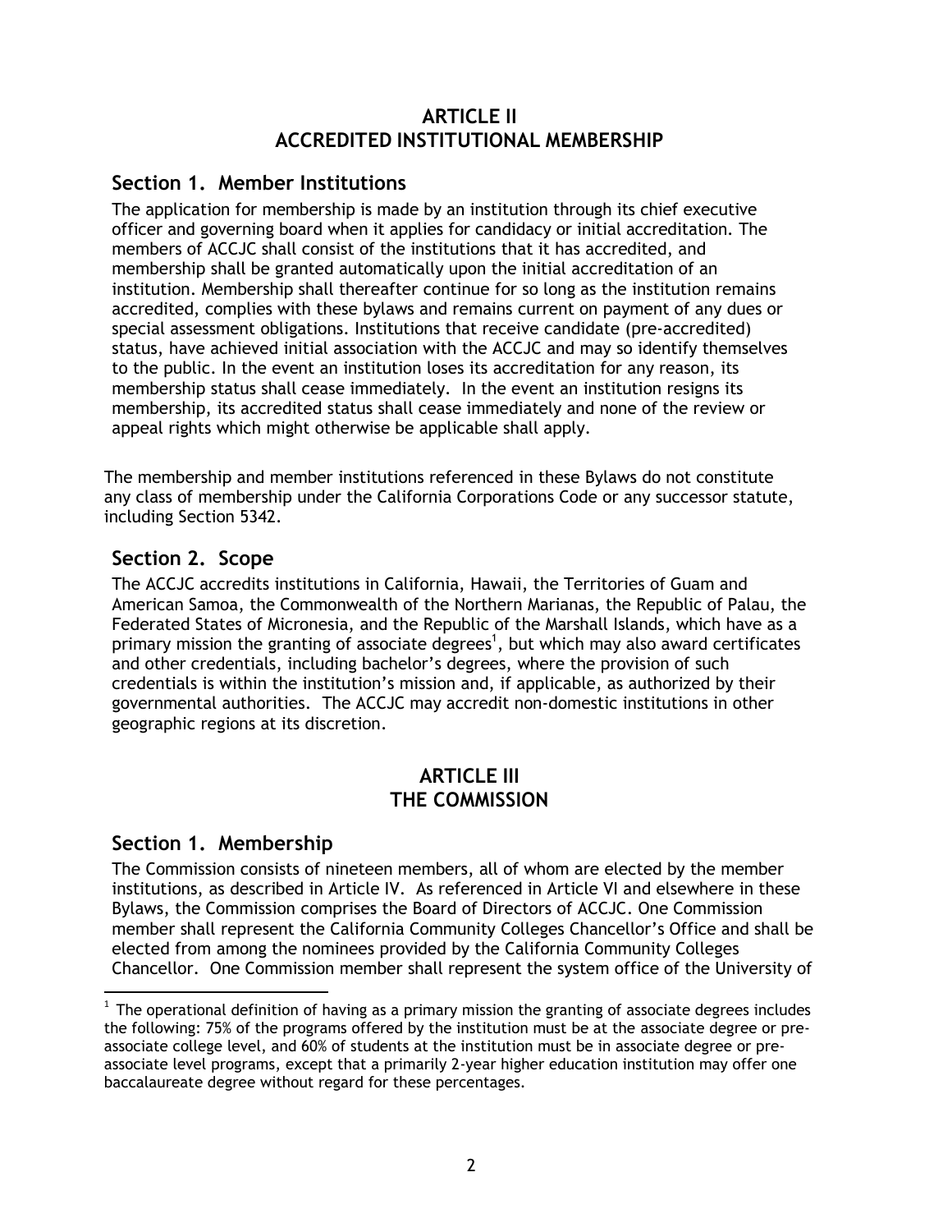## ARTICLE II
## ACCREDITED INSTITUTIONAL MEMBERSHIP

### Section 1. Member Institutions

The application for membership is made by an institution through its chief executive officer and governing board when it applies for candidacy or initial accreditation. The members of ACCJC shall consist of the institutions that it has accredited, and membership shall be granted automatically upon the initial accreditation of an institution. Membership shall thereafter continue for so long as the institution remains accredited, complies with these bylaws and remains current on payment of any dues or special assessment obligations. Institutions that receive candidate (pre-accredited) status, have achieved initial association with the ACCJC and may so identify themselves to the public. In the event an institution loses its accreditation for any reason, its membership status shall cease immediately. In the event an institution resigns its membership, its accredited status shall cease immediately and none of the review or appeal rights which might otherwise be applicable shall apply.

The membership and member institutions referenced in these Bylaws do not constitute any class of membership under the California Corporations Code or any successor statute, including Section 5342.

### Section 2. Scope

The ACCJC accredits institutions in California, Hawaii, the Territories of Guam and American Samoa, the Commonwealth of the Northern Marianas, the Republic of Palau, the Federated States of Micronesia, and the Republic of the Marshall Islands, which have as a primary mission the granting of associate degrees[1], but which may also award certificates and other credentials, including bachelor's degrees, where the provision of such credentials is within the institution's mission and, if applicable, as authorized by their governmental authorities. The ACCJC may accredit non-domestic institutions in other geographic regions at its discretion.

## ARTICLE III
## THE COMMISSION

### Section 1. Membership

The Commission consists of nineteen members, all of whom are elected by the member institutions, as described in Article IV. As referenced in Article VI and elsewhere in these Bylaws, the Commission comprises the Board of Directors of ACCJC. One Commission member shall represent the California Community Colleges Chancellor's Office and shall be elected from among the nominees provided by the California Community Colleges Chancellor. One Commission member shall represent the system office of the University of

---

[1] The operational definition of having as a primary mission the granting of associate degrees includes the following: 75% of the programs offered by the institution must be at the associate degree or pre-associate college level, and 60% of students at the institution must be in associate degree or pre-associate level programs, except that a primarily 2-year higher education institution may offer one baccalaureate degree without regard for these percentages.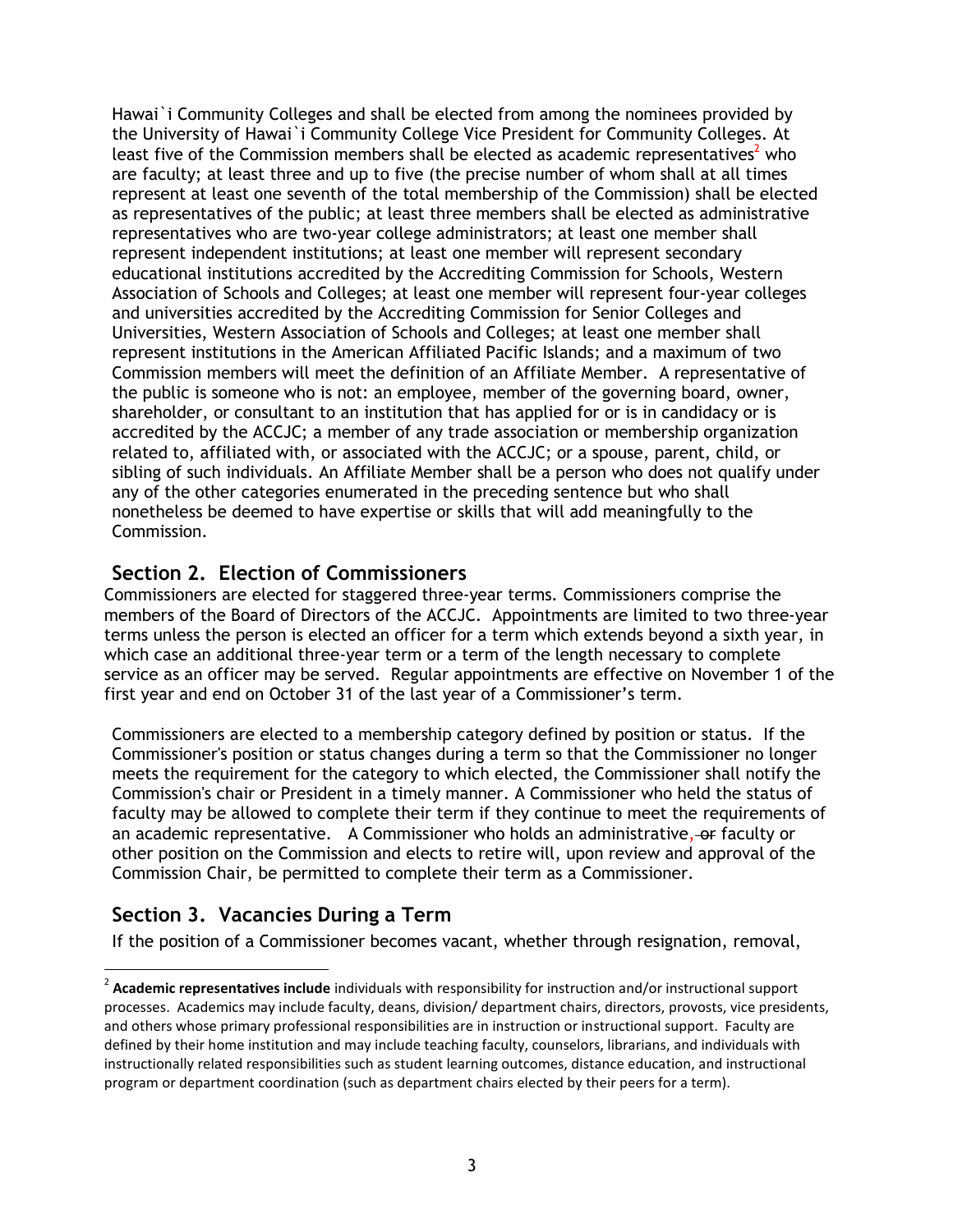Hawai`i Community Colleges and shall be elected from among the nominees provided by the University of Hawai`i Community College Vice President for Community Colleges. At least five of the Commission members shall be elected as academic representatives[2] who are faculty; at least three and up to five (the precise number of whom shall at all times represent at least one seventh of the total membership of the Commission) shall be elected as representatives of the public; at least three members shall be elected as administrative representatives who are two-year college administrators; at least one member shall represent independent institutions; at least one member will represent secondary educational institutions accredited by the Accrediting Commission for Schools, Western Association of Schools and Colleges; at least one member will represent four-year colleges and universities accredited by the Accrediting Commission for Senior Colleges and Universities, Western Association of Schools and Colleges; at least one member shall represent institutions in the American Affiliated Pacific Islands; and a maximum of two Commission members will meet the definition of an Affiliate Member. A representative of the public is someone who is not: an employee, member of the governing board, owner, shareholder, or consultant to an institution that has applied for or is in candidacy or is accredited by the ACCJC; a member of any trade association or membership organization related to, affiliated with, or associated with the ACCJC; or a spouse, parent, child, or sibling of such individuals. An Affiliate Member shall be a person who does not qualify under any of the other categories enumerated in the preceding sentence but who shall nonetheless be deemed to have expertise or skills that will add meaningfully to the Commission.

## Section 2. Election of Commissioners

Commissioners are elected for staggered three-year terms. Commissioners comprise the members of the Board of Directors of the ACCJC. Appointments are limited to two three-year terms unless the person is elected an officer for a term which extends beyond a sixth year, in which case an additional three-year term or a term of the length necessary to complete service as an officer may be served. Regular appointments are effective on November 1 of the first year and end on October 31 of the last year of a Commissioner's term.

Commissioners are elected to a membership category defined by position or status. If the Commissioner's position or status changes during a term so that the Commissioner no longer meets the requirement for the category to which elected, the Commissioner shall notify the Commission's chair or President in a timely manner. A Commissioner who held the status of faculty may be allowed to complete their term if they continue to meet the requirements of an academic representative. A Commissioner who holds an administrative, ~~or~~ faculty or other position on the Commission and elects to retire will, upon review and approval of the Commission Chair, be permitted to complete their term as a Commissioner.

## Section 3. Vacancies During a Term

If the position of a Commissioner becomes vacant, whether through resignation, removal,

[2] **Academic representatives include** individuals with responsibility for instruction and/or instructional support processes. Academics may include faculty, deans, division/ department chairs, directors, provosts, vice presidents, and others whose primary professional responsibilities are in instruction or instructional support. Faculty are defined by their home institution and may include teaching faculty, counselors, librarians, and individuals with instructionally related responsibilities such as student learning outcomes, distance education, and instructional program or department coordination (such as department chairs elected by their peers for a term).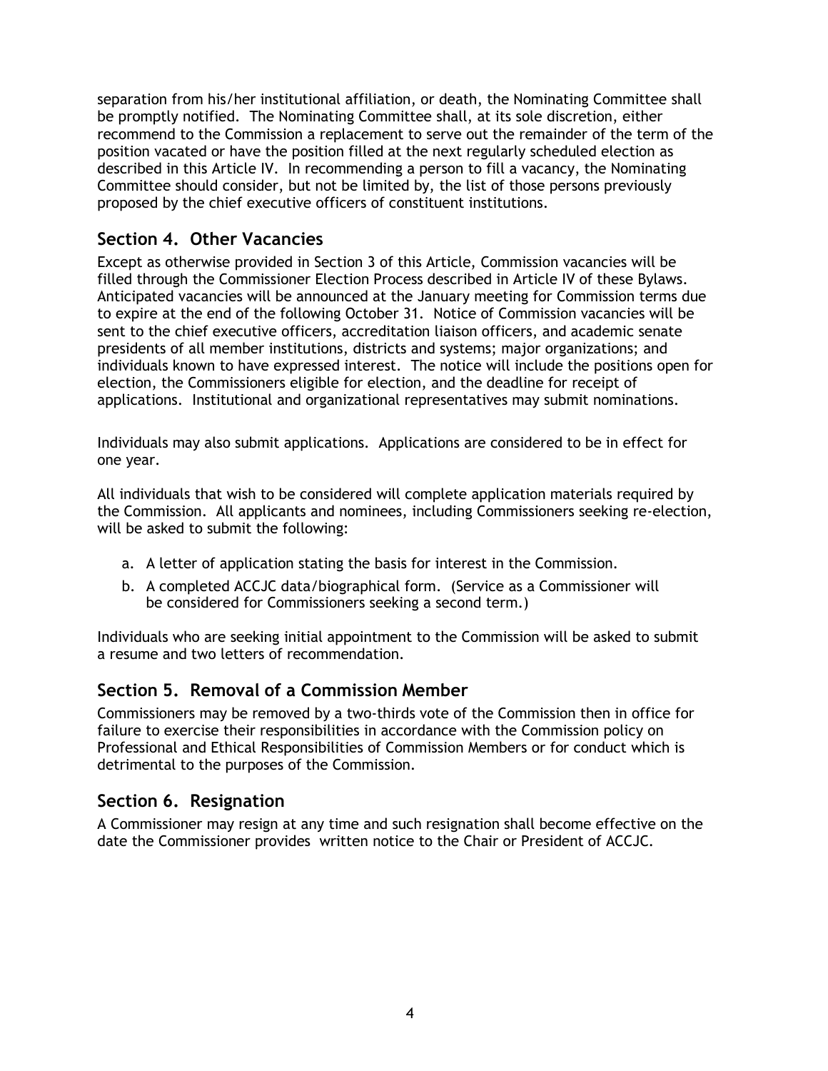separation from his/her institutional affiliation, or death, the Nominating Committee shall be promptly notified. The Nominating Committee shall, at its sole discretion, either recommend to the Commission a replacement to serve out the remainder of the term of the position vacated or have the position filled at the next regularly scheduled election as described in this Article IV. In recommending a person to fill a vacancy, the Nominating Committee should consider, but not be limited by, the list of those persons previously proposed by the chief executive officers of constituent institutions.

## Section 4. Other Vacancies

Except as otherwise provided in Section 3 of this Article, Commission vacancies will be filled through the Commissioner Election Process described in Article IV of these Bylaws. Anticipated vacancies will be announced at the January meeting for Commission terms due to expire at the end of the following October 31. Notice of Commission vacancies will be sent to the chief executive officers, accreditation liaison officers, and academic senate presidents of all member institutions, districts and systems; major organizations; and individuals known to have expressed interest. The notice will include the positions open for election, the Commissioners eligible for election, and the deadline for receipt of applications. Institutional and organizational representatives may submit nominations.

Individuals may also submit applications. Applications are considered to be in effect for one year.

All individuals that wish to be considered will complete application materials required by the Commission. All applicants and nominees, including Commissioners seeking re-election, will be asked to submit the following:

a. A letter of application stating the basis for interest in the Commission.
b. A completed ACCJC data/biographical form. (Service as a Commissioner will be considered for Commissioners seeking a second term.)

Individuals who are seeking initial appointment to the Commission will be asked to submit a resume and two letters of recommendation.

## Section 5. Removal of a Commission Member

Commissioners may be removed by a two-thirds vote of the Commission then in office for failure to exercise their responsibilities in accordance with the Commission policy on Professional and Ethical Responsibilities of Commission Members or for conduct which is detrimental to the purposes of the Commission.

## Section 6. Resignation

A Commissioner may resign at any time and such resignation shall become effective on the date the Commissioner provides written notice to the Chair or President of ACCJC.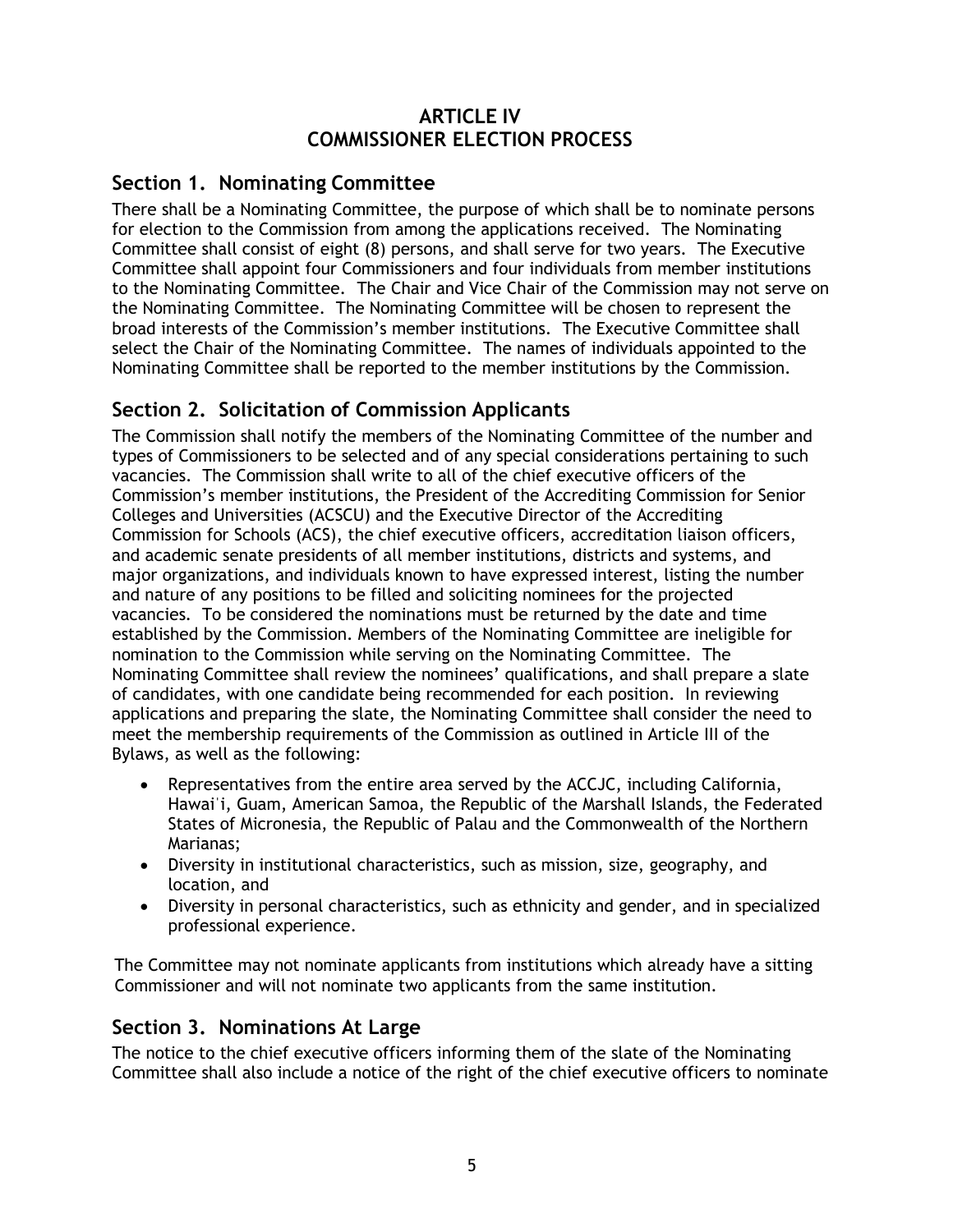# ARTICLE IV
# COMMISSIONER ELECTION PROCESS

## Section 1. Nominating Committee

There shall be a Nominating Committee, the purpose of which shall be to nominate persons for election to the Commission from among the applications received. The Nominating Committee shall consist of eight (8) persons, and shall serve for two years. The Executive Committee shall appoint four Commissioners and four individuals from member institutions to the Nominating Committee. The Chair and Vice Chair of the Commission may not serve on the Nominating Committee. The Nominating Committee will be chosen to represent the broad interests of the Commission's member institutions. The Executive Committee shall select the Chair of the Nominating Committee. The names of individuals appointed to the Nominating Committee shall be reported to the member institutions by the Commission.

## Section 2. Solicitation of Commission Applicants

The Commission shall notify the members of the Nominating Committee of the number and types of Commissioners to be selected and of any special considerations pertaining to such vacancies. The Commission shall write to all of the chief executive officers of the Commission's member institutions, the President of the Accrediting Commission for Senior Colleges and Universities (ACSCU) and the Executive Director of the Accrediting Commission for Schools (ACS), the chief executive officers, accreditation liaison officers, and academic senate presidents of all member institutions, districts and systems, and major organizations, and individuals known to have expressed interest, listing the number and nature of any positions to be filled and soliciting nominees for the projected vacancies. To be considered the nominations must be returned by the date and time established by the Commission. Members of the Nominating Committee are ineligible for nomination to the Commission while serving on the Nominating Committee. The Nominating Committee shall review the nominees' qualifications, and shall prepare a slate of candidates, with one candidate being recommended for each position. In reviewing applications and preparing the slate, the Nominating Committee shall consider the need to meet the membership requirements of the Commission as outlined in Article III of the Bylaws, as well as the following:

- Representatives from the entire area served by the ACCJC, including California, Hawaiʻi, Guam, American Samoa, the Republic of the Marshall Islands, the Federated States of Micronesia, the Republic of Palau and the Commonwealth of the Northern Marianas;
- Diversity in institutional characteristics, such as mission, size, geography, and location, and
- Diversity in personal characteristics, such as ethnicity and gender, and in specialized professional experience.

The Committee may not nominate applicants from institutions which already have a sitting Commissioner and will not nominate two applicants from the same institution.

## Section 3. Nominations At Large

The notice to the chief executive officers informing them of the slate of the Nominating Committee shall also include a notice of the right of the chief executive officers to nominate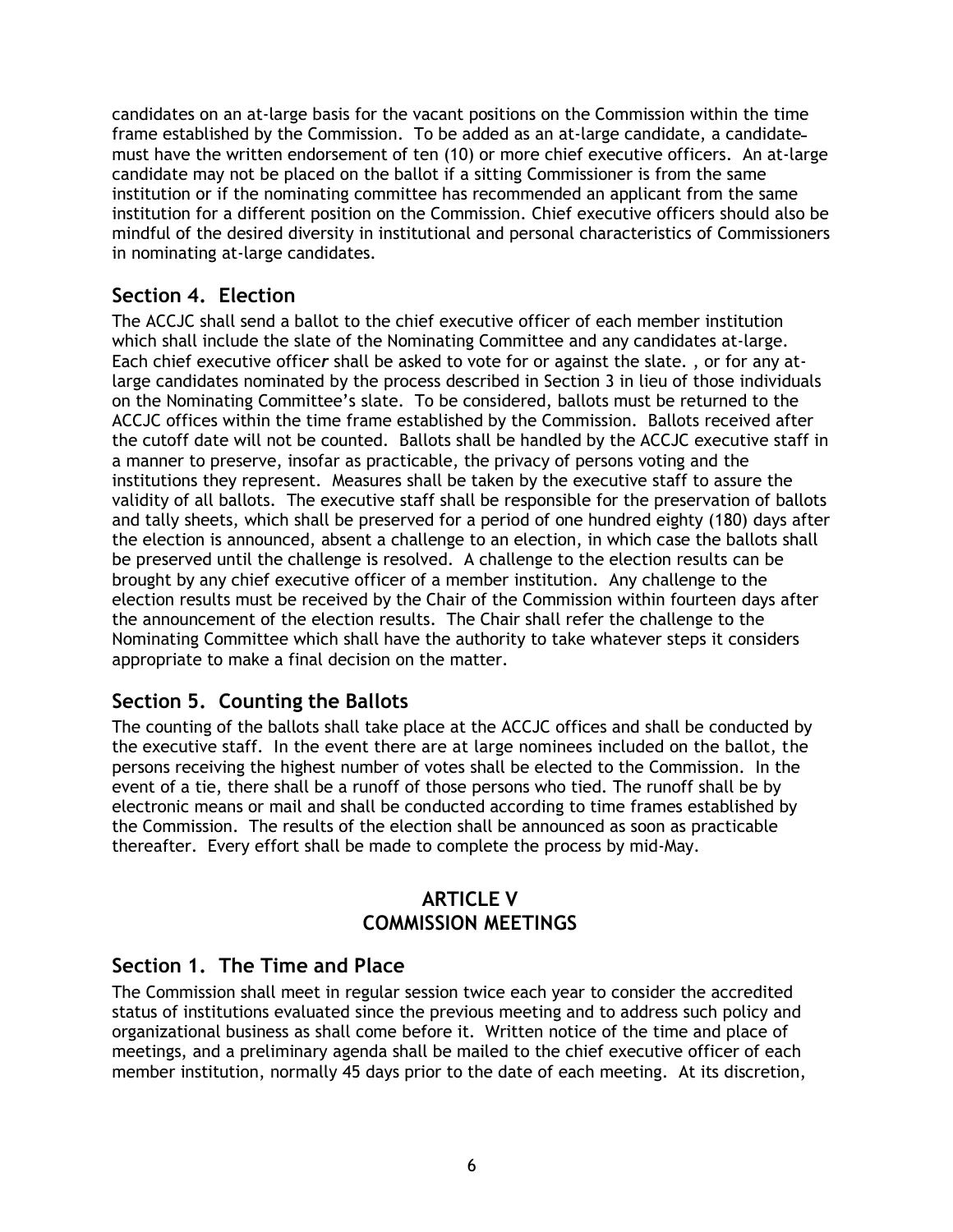candidates on an at-large basis for the vacant positions on the Commission within the time frame established by the Commission. To be added as an at-large candidate, a candidate must have the written endorsement of ten (10) or more chief executive officers. An at-large candidate may not be placed on the ballot if a sitting Commissioner is from the same institution or if the nominating committee has recommended an applicant from the same institution for a different position on the Commission. Chief executive officers should also be mindful of the desired diversity in institutional and personal characteristics of Commissioners in nominating at-large candidates.

## Section 4. Election

The ACCJC shall send a ballot to the chief executive officer of each member institution which shall include the slate of the Nominating Committee and any candidates at-large. Each chief executive office*r* shall be asked to vote for or against the slate. , or for any at-large candidates nominated by the process described in Section 3 in lieu of those individuals on the Nominating Committee's slate. To be considered, ballots must be returned to the ACCJC offices within the time frame established by the Commission. Ballots received after the cutoff date will not be counted. Ballots shall be handled by the ACCJC executive staff in a manner to preserve, insofar as practicable, the privacy of persons voting and the institutions they represent. Measures shall be taken by the executive staff to assure the validity of all ballots. The executive staff shall be responsible for the preservation of ballots and tally sheets, which shall be preserved for a period of one hundred eighty (180) days after the election is announced, absent a challenge to an election, in which case the ballots shall be preserved until the challenge is resolved. A challenge to the election results can be brought by any chief executive officer of a member institution. Any challenge to the election results must be received by the Chair of the Commission within fourteen days after the announcement of the election results. The Chair shall refer the challenge to the Nominating Committee which shall have the authority to take whatever steps it considers appropriate to make a final decision on the matter.

## Section 5. Counting the Ballots

The counting of the ballots shall take place at the ACCJC offices and shall be conducted by the executive staff. In the event there are at large nominees included on the ballot, the persons receiving the highest number of votes shall be elected to the Commission. In the event of a tie, there shall be a runoff of those persons who tied. The runoff shall be by electronic means or mail and shall be conducted according to time frames established by the Commission. The results of the election shall be announced as soon as practicable thereafter. Every effort shall be made to complete the process by mid-May.

# ARTICLE V
# COMMISSION MEETINGS

## Section 1. The Time and Place

The Commission shall meet in regular session twice each year to consider the accredited status of institutions evaluated since the previous meeting and to address such policy and organizational business as shall come before it. Written notice of the time and place of meetings, and a preliminary agenda shall be mailed to the chief executive officer of each member institution, normally 45 days prior to the date of each meeting. At its discretion,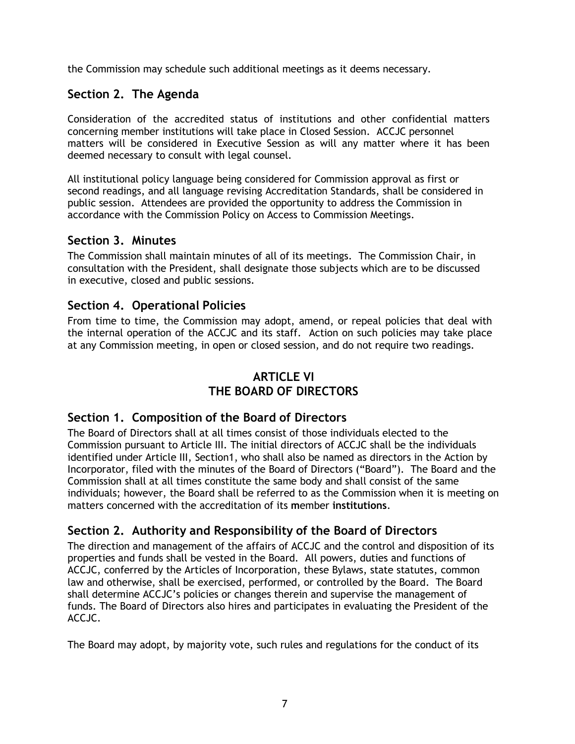the Commission may schedule such additional meetings as it deems necessary.

## Section 2. The Agenda

Consideration of the accredited status of institutions and other confidential matters concerning member institutions will take place in Closed Session. ACCJC personnel matters will be considered in Executive Session as will any matter where it has been deemed necessary to consult with legal counsel.

All institutional policy language being considered for Commission approval as first or second readings, and all language revising Accreditation Standards, shall be considered in public session. Attendees are provided the opportunity to address the Commission in accordance with the Commission Policy on Access to Commission Meetings.

## Section 3. Minutes

The Commission shall maintain minutes of all of its meetings. The Commission Chair, in consultation with the President, shall designate those subjects which are to be discussed in executive, closed and public sessions.

## Section 4. Operational Policies

From time to time, the Commission may adopt, amend, or repeal policies that deal with the internal operation of the ACCJC and its staff. Action on such policies may take place at any Commission meeting, in open or closed session, and do not require two readings.

# ARTICLE VI
# THE BOARD OF DIRECTORS

## Section 1. Composition of the Board of Directors

The Board of Directors shall at all times consist of those individuals elected to the Commission pursuant to Article III. The initial directors of ACCJC shall be the individuals identified under Article III, Section1, who shall also be named as directors in the Action by Incorporator, filed with the minutes of the Board of Directors ("Board"). The Board and the Commission shall at all times constitute the same body and shall consist of the same individuals; however, the Board shall be referred to as the Commission when it is meeting on matters concerned with the accreditation of its **m**ember **institutions**.

## Section 2. Authority and Responsibility of the Board of Directors

The direction and management of the affairs of ACCJC and the control and disposition of its properties and funds shall be vested in the Board. All powers, duties and functions of ACCJC, conferred by the Articles of Incorporation, these Bylaws, state statutes, common law and otherwise, shall be exercised, performed, or controlled by the Board. The Board shall determine ACCJC's policies or changes therein and supervise the management of funds. The Board of Directors also hires and participates in evaluating the President of the ACCJC.

The Board may adopt, by majority vote, such rules and regulations for the conduct of its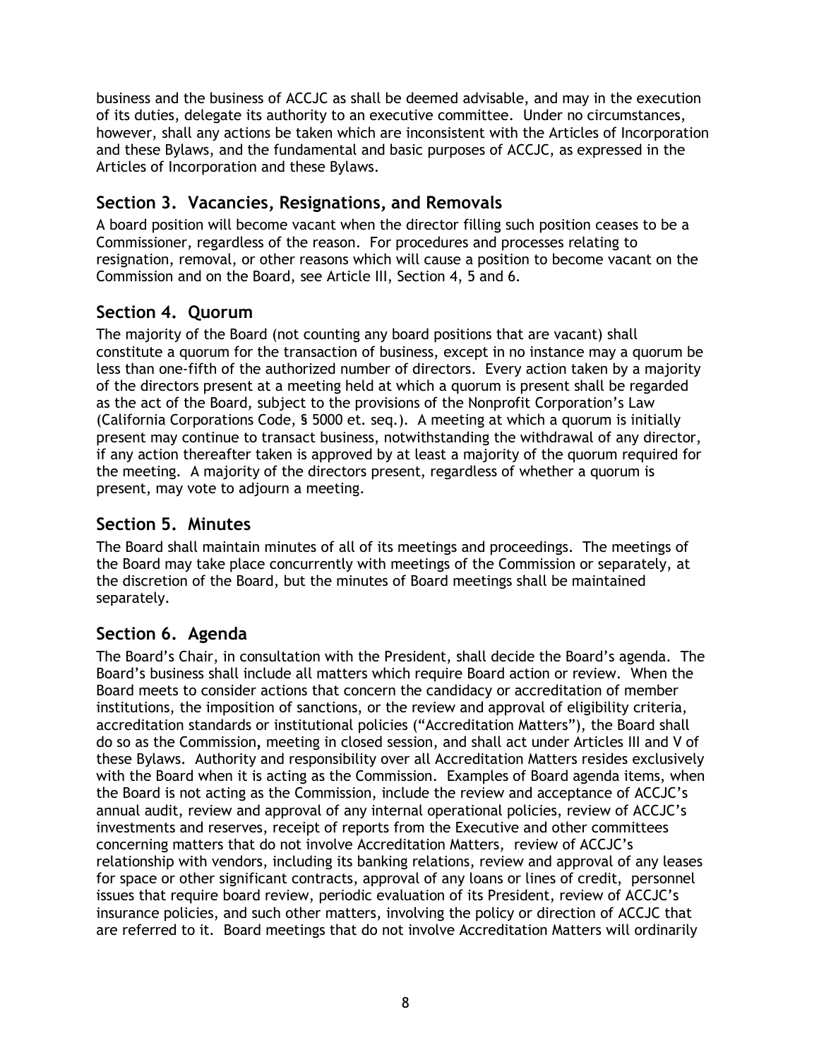business and the business of ACCJC as shall be deemed advisable, and may in the execution of its duties, delegate its authority to an executive committee. Under no circumstances, however, shall any actions be taken which are inconsistent with the Articles of Incorporation and these Bylaws, and the fundamental and basic purposes of ACCJC, as expressed in the Articles of Incorporation and these Bylaws.

## Section 3. Vacancies, Resignations, and Removals

A board position will become vacant when the director filling such position ceases to be a Commissioner, regardless of the reason. For procedures and processes relating to resignation, removal, or other reasons which will cause a position to become vacant on the Commission and on the Board, see Article III, Section 4, 5 and 6.

## Section 4. Quorum

The majority of the Board (not counting any board positions that are vacant) shall constitute a quorum for the transaction of business, except in no instance may a quorum be less than one-fifth of the authorized number of directors. Every action taken by a majority of the directors present at a meeting held at which a quorum is present shall be regarded as the act of the Board, subject to the provisions of the Nonprofit Corporation's Law (California Corporations Code, § 5000 et. seq.). A meeting at which a quorum is initially present may continue to transact business, notwithstanding the withdrawal of any director, if any action thereafter taken is approved by at least a majority of the quorum required for the meeting. A majority of the directors present, regardless of whether a quorum is present, may vote to adjourn a meeting.

## Section 5. Minutes

The Board shall maintain minutes of all of its meetings and proceedings. The meetings of the Board may take place concurrently with meetings of the Commission or separately, at the discretion of the Board, but the minutes of Board meetings shall be maintained separately.

## Section 6. Agenda

The Board's Chair, in consultation with the President, shall decide the Board's agenda. The Board's business shall include all matters which require Board action or review. When the Board meets to consider actions that concern the candidacy or accreditation of member institutions, the imposition of sanctions, or the review and approval of eligibility criteria, accreditation standards or institutional policies ("Accreditation Matters"), the Board shall do so as the Commission, meeting in closed session, and shall act under Articles III and V of these Bylaws. Authority and responsibility over all Accreditation Matters resides exclusively with the Board when it is acting as the Commission. Examples of Board agenda items, when the Board is not acting as the Commission, include the review and acceptance of ACCJC's annual audit, review and approval of any internal operational policies, review of ACCJC's investments and reserves, receipt of reports from the Executive and other committees concerning matters that do not involve Accreditation Matters, review of ACCJC's relationship with vendors, including its banking relations, review and approval of any leases for space or other significant contracts, approval of any loans or lines of credit, personnel issues that require board review, periodic evaluation of its President, review of ACCJC's insurance policies, and such other matters, involving the policy or direction of ACCJC that are referred to it. Board meetings that do not involve Accreditation Matters will ordinarily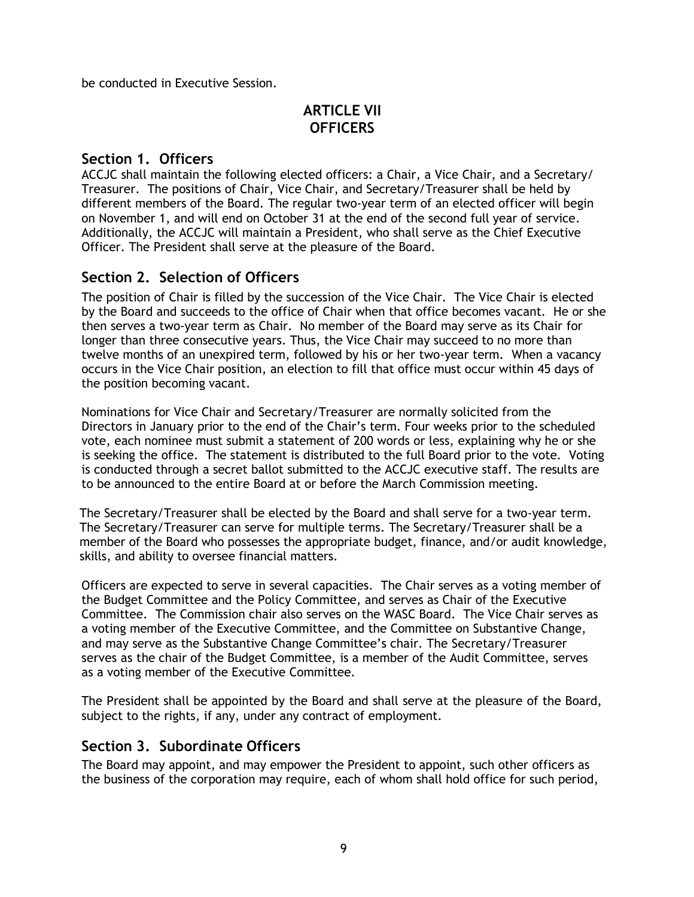be conducted in Executive Session.

## ARTICLE VII
## OFFICERS

### Section 1. Officers

ACCJC shall maintain the following elected officers: a Chair, a Vice Chair, and a Secretary/ Treasurer. The positions of Chair, Vice Chair, and Secretary/Treasurer shall be held by different members of the Board. The regular two-year term of an elected officer will begin on November 1, and will end on October 31 at the end of the second full year of service. Additionally, the ACCJC will maintain a President, who shall serve as the Chief Executive Officer. The President shall serve at the pleasure of the Board.

### Section 2. Selection of Officers

The position of Chair is filled by the succession of the Vice Chair. The Vice Chair is elected by the Board and succeeds to the office of Chair when that office becomes vacant. He or she then serves a two-year term as Chair. No member of the Board may serve as its Chair for longer than three consecutive years. Thus, the Vice Chair may succeed to no more than twelve months of an unexpired term, followed by his or her two-year term. When a vacancy occurs in the Vice Chair position, an election to fill that office must occur within 45 days of the position becoming vacant.

Nominations for Vice Chair and Secretary/Treasurer are normally solicited from the Directors in January prior to the end of the Chair's term. Four weeks prior to the scheduled vote, each nominee must submit a statement of 200 words or less, explaining why he or she is seeking the office. The statement is distributed to the full Board prior to the vote. Voting is conducted through a secret ballot submitted to the ACCJC executive staff. The results are to be announced to the entire Board at or before the March Commission meeting.

The Secretary/Treasurer shall be elected by the Board and shall serve for a two-year term. The Secretary/Treasurer can serve for multiple terms. The Secretary/Treasurer shall be a member of the Board who possesses the appropriate budget, finance, and/or audit knowledge, skills, and ability to oversee financial matters.

Officers are expected to serve in several capacities. The Chair serves as a voting member of the Budget Committee and the Policy Committee, and serves as Chair of the Executive Committee. The Commission chair also serves on the WASC Board. The Vice Chair serves as a voting member of the Executive Committee, and the Committee on Substantive Change, and may serve as the Substantive Change Committee's chair. The Secretary/Treasurer serves as the chair of the Budget Committee, is a member of the Audit Committee, serves as a voting member of the Executive Committee.

The President shall be appointed by the Board and shall serve at the pleasure of the Board, subject to the rights, if any, under any contract of employment.

### Section 3. Subordinate Officers

The Board may appoint, and may empower the President to appoint, such other officers as the business of the corporation may require, each of whom shall hold office for such period,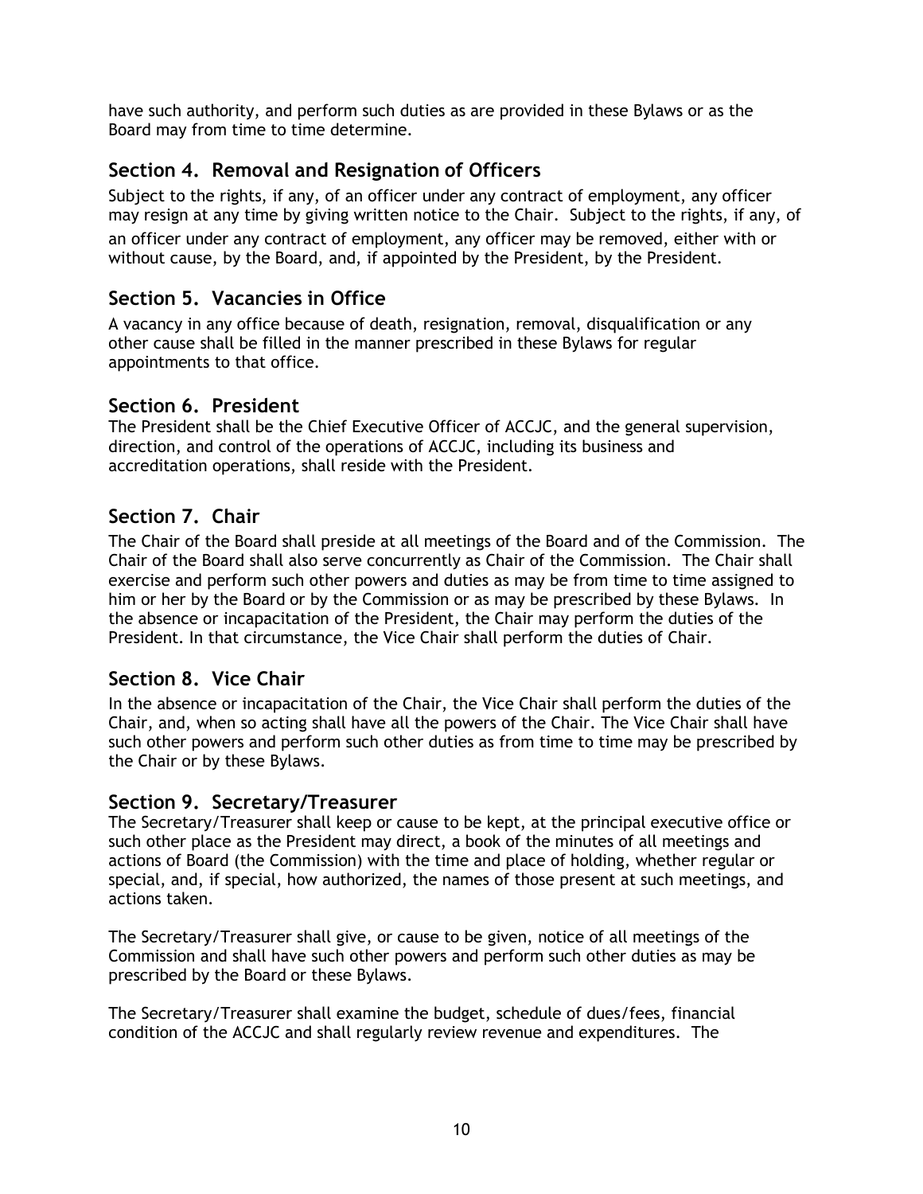have such authority, and perform such duties as are provided in these Bylaws or as the Board may from time to time determine.

## Section 4. Removal and Resignation of Officers

Subject to the rights, if any, of an officer under any contract of employment, any officer may resign at any time by giving written notice to the Chair. Subject to the rights, if any, of an officer under any contract of employment, any officer may be removed, either with or without cause, by the Board, and, if appointed by the President, by the President.

## Section 5. Vacancies in Office

A vacancy in any office because of death, resignation, removal, disqualification or any other cause shall be filled in the manner prescribed in these Bylaws for regular appointments to that office.

## Section 6. President

The President shall be the Chief Executive Officer of ACCJC, and the general supervision, direction, and control of the operations of ACCJC, including its business and accreditation operations, shall reside with the President.

## Section 7. Chair

The Chair of the Board shall preside at all meetings of the Board and of the Commission. The Chair of the Board shall also serve concurrently as Chair of the Commission. The Chair shall exercise and perform such other powers and duties as may be from time to time assigned to him or her by the Board or by the Commission or as may be prescribed by these Bylaws. In the absence or incapacitation of the President, the Chair may perform the duties of the President. In that circumstance, the Vice Chair shall perform the duties of Chair.

## Section 8. Vice Chair

In the absence or incapacitation of the Chair, the Vice Chair shall perform the duties of the Chair, and, when so acting shall have all the powers of the Chair. The Vice Chair shall have such other powers and perform such other duties as from time to time may be prescribed by the Chair or by these Bylaws.

## Section 9. Secretary/Treasurer

The Secretary/Treasurer shall keep or cause to be kept, at the principal executive office or such other place as the President may direct, a book of the minutes of all meetings and actions of Board (the Commission) with the time and place of holding, whether regular or special, and, if special, how authorized, the names of those present at such meetings, and actions taken.

The Secretary/Treasurer shall give, or cause to be given, notice of all meetings of the Commission and shall have such other powers and perform such other duties as may be prescribed by the Board or these Bylaws.

The Secretary/Treasurer shall examine the budget, schedule of dues/fees, financial condition of the ACCJC and shall regularly review revenue and expenditures. The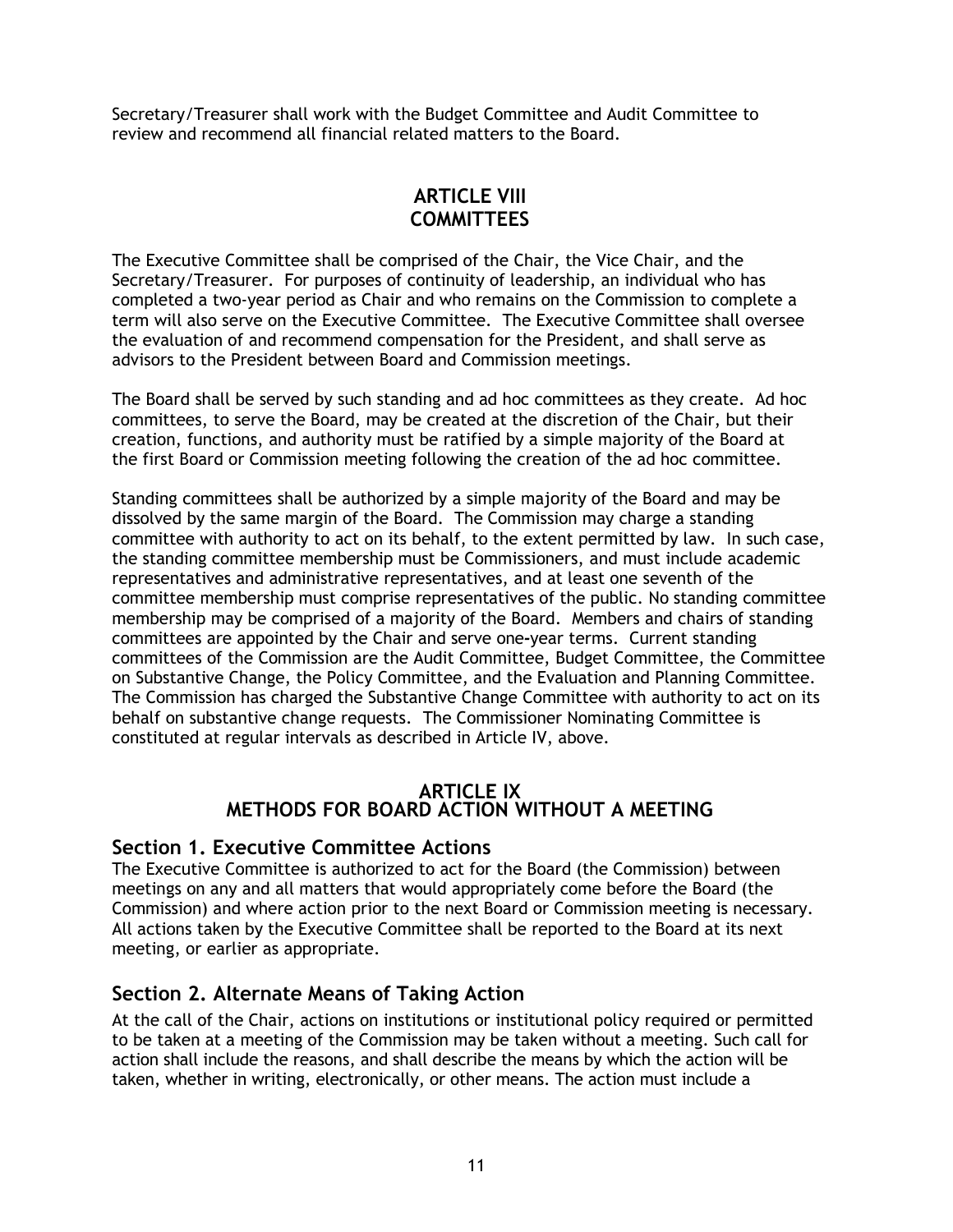Secretary/Treasurer shall work with the Budget Committee and Audit Committee to review and recommend all financial related matters to the Board.

## ARTICLE VIII
## COMMITTEES

The Executive Committee shall be comprised of the Chair, the Vice Chair, and the Secretary/Treasurer. For purposes of continuity of leadership, an individual who has completed a two-year period as Chair and who remains on the Commission to complete a term will also serve on the Executive Committee. The Executive Committee shall oversee the evaluation of and recommend compensation for the President, and shall serve as advisors to the President between Board and Commission meetings.

The Board shall be served by such standing and ad hoc committees as they create. Ad hoc committees, to serve the Board, may be created at the discretion of the Chair, but their creation, functions, and authority must be ratified by a simple majority of the Board at the first Board or Commission meeting following the creation of the ad hoc committee.

Standing committees shall be authorized by a simple majority of the Board and may be dissolved by the same margin of the Board. The Commission may charge a standing committee with authority to act on its behalf, to the extent permitted by law. In such case, the standing committee membership must be Commissioners, and must include academic representatives and administrative representatives, and at least one seventh of the committee membership must comprise representatives of the public. No standing committee membership may be comprised of a majority of the Board. Members and chairs of standing committees are appointed by the Chair and serve one-year terms. Current standing committees of the Commission are the Audit Committee, Budget Committee, the Committee on Substantive Change, the Policy Committee, and the Evaluation and Planning Committee. The Commission has charged the Substantive Change Committee with authority to act on its behalf on substantive change requests. The Commissioner Nominating Committee is constituted at regular intervals as described in Article IV, above.

## ARTICLE IX
## METHODS FOR BOARD ACTION WITHOUT A MEETING

### Section 1. Executive Committee Actions

The Executive Committee is authorized to act for the Board (the Commission) between meetings on any and all matters that would appropriately come before the Board (the Commission) and where action prior to the next Board or Commission meeting is necessary. All actions taken by the Executive Committee shall be reported to the Board at its next meeting, or earlier as appropriate.

### Section 2. Alternate Means of Taking Action

At the call of the Chair, actions on institutions or institutional policy required or permitted to be taken at a meeting of the Commission may be taken without a meeting. Such call for action shall include the reasons, and shall describe the means by which the action will be taken, whether in writing, electronically, or other means. The action must include a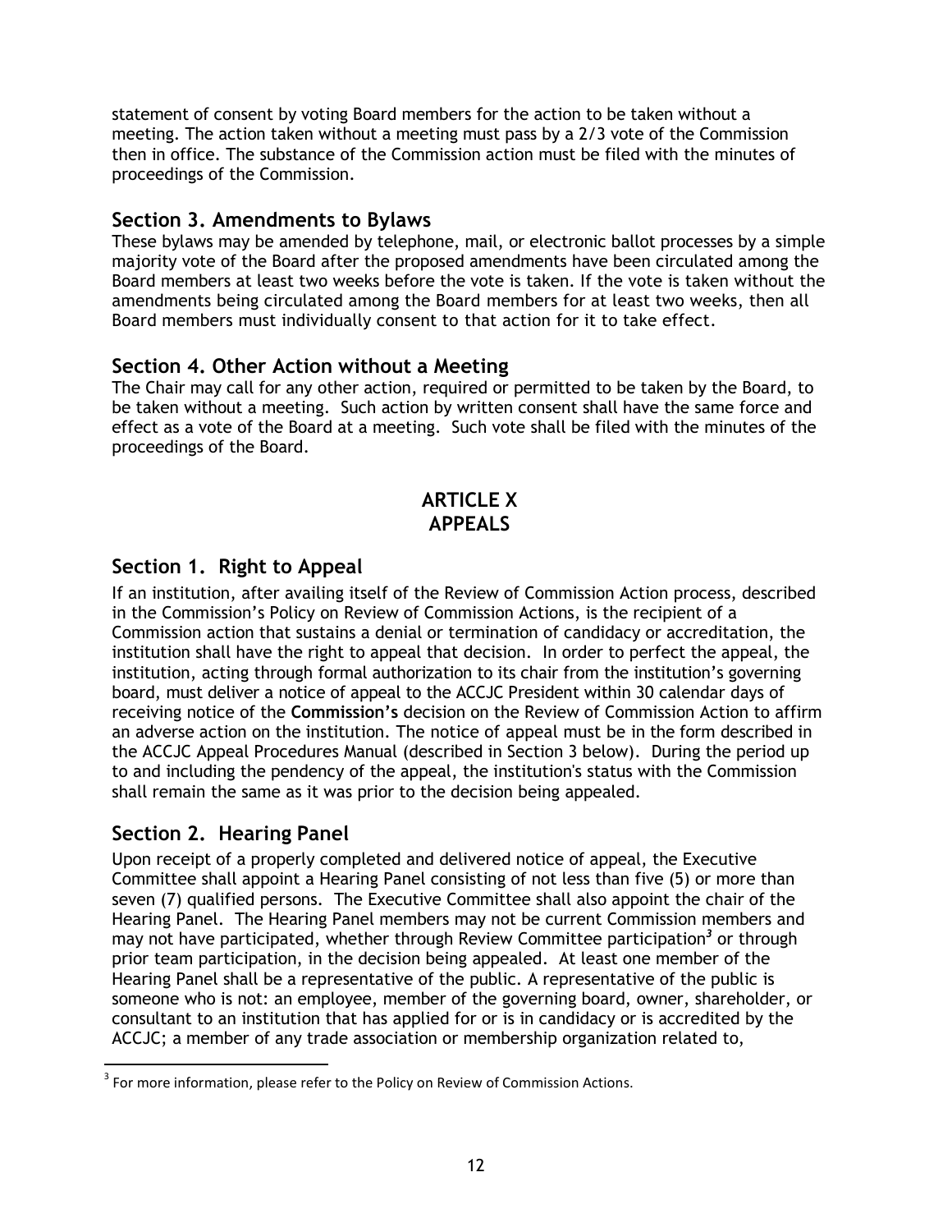statement of consent by voting Board members for the action to be taken without a meeting. The action taken without a meeting must pass by a 2/3 vote of the Commission then in office. The substance of the Commission action must be filed with the minutes of proceedings of the Commission.

## Section 3. Amendments to Bylaws

These bylaws may be amended by telephone, mail, or electronic ballot processes by a simple majority vote of the Board after the proposed amendments have been circulated among the Board members at least two weeks before the vote is taken. If the vote is taken without the amendments being circulated among the Board members for at least two weeks, then all Board members must individually consent to that action for it to take effect.

## Section 4. Other Action without a Meeting

The Chair may call for any other action, required or permitted to be taken by the Board, to be taken without a meeting. Such action by written consent shall have the same force and effect as a vote of the Board at a meeting. Such vote shall be filed with the minutes of the proceedings of the Board.

# ARTICLE X
# APPEALS

## Section 1. Right to Appeal

If an institution, after availing itself of the Review of Commission Action process, described in the Commission's Policy on Review of Commission Actions, is the recipient of a Commission action that sustains a denial or termination of candidacy or accreditation, the institution shall have the right to appeal that decision. In order to perfect the appeal, the institution, acting through formal authorization to its chair from the institution's governing board, must deliver a notice of appeal to the ACCJC President within 30 calendar days of receiving notice of the **Commission's** decision on the Review of Commission Action to affirm an adverse action on the institution. The notice of appeal must be in the form described in the ACCJC Appeal Procedures Manual (described in Section 3 below). During the period up to and including the pendency of the appeal, the institution's status with the Commission shall remain the same as it was prior to the decision being appealed.

## Section 2. Hearing Panel

Upon receipt of a properly completed and delivered notice of appeal, the Executive Committee shall appoint a Hearing Panel consisting of not less than five (5) or more than seven (7) qualified persons. The Executive Committee shall also appoint the chair of the Hearing Panel. The Hearing Panel members may not be current Commission members and may not have participated, whether through Review Committee participation[3] or through prior team participation, in the decision being appealed. At least one member of the Hearing Panel shall be a representative of the public. A representative of the public is someone who is not: an employee, member of the governing board, owner, shareholder, or consultant to an institution that has applied for or is in candidacy or is accredited by the ACCJC; a member of any trade association or membership organization related to,

[3] For more information, please refer to the Policy on Review of Commission Actions.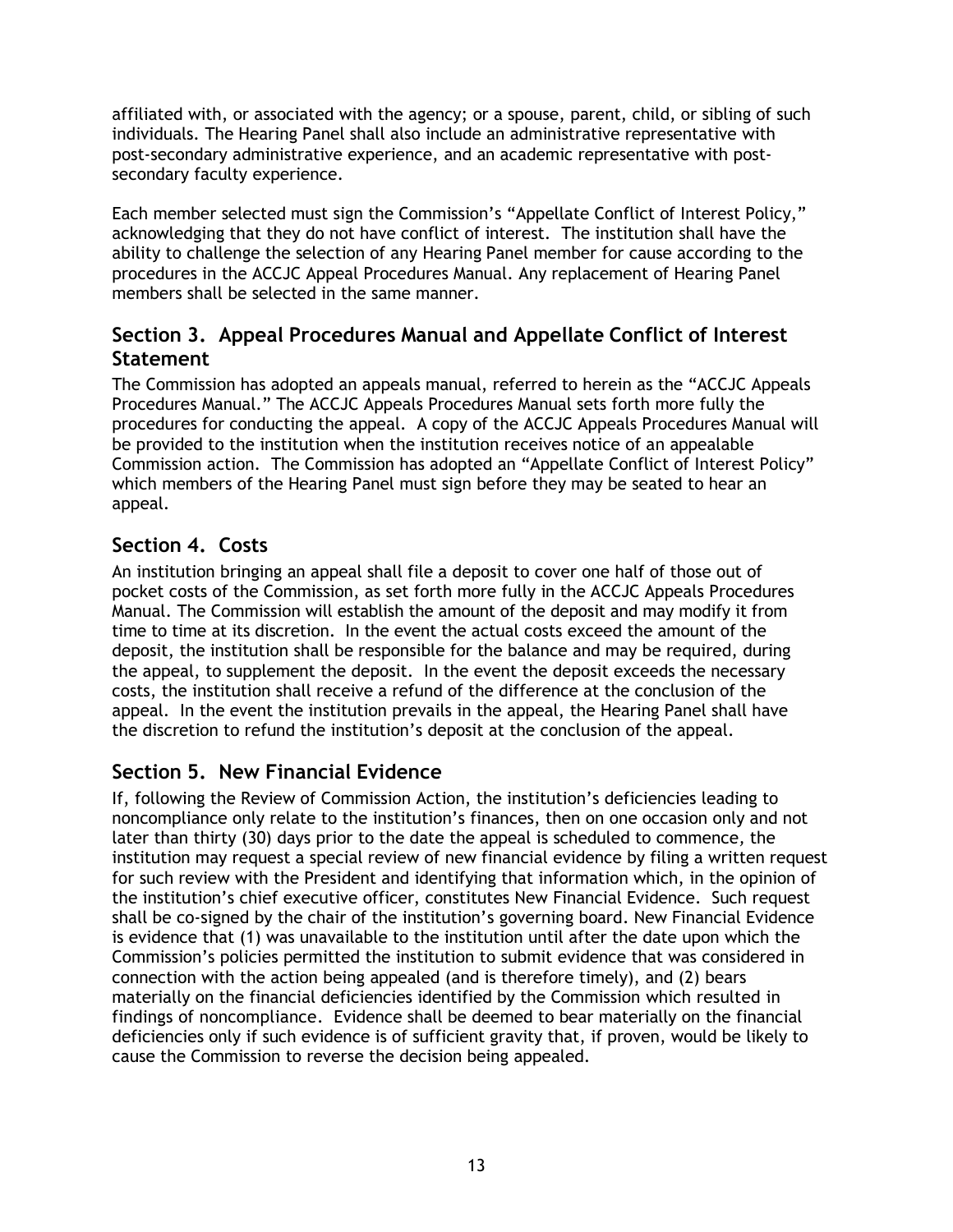affiliated with, or associated with the agency; or a spouse, parent, child, or sibling of such individuals. The Hearing Panel shall also include an administrative representative with post-secondary administrative experience, and an academic representative with post-secondary faculty experience.

Each member selected must sign the Commission's "Appellate Conflict of Interest Policy," acknowledging that they do not have conflict of interest. The institution shall have the ability to challenge the selection of any Hearing Panel member for cause according to the procedures in the ACCJC Appeal Procedures Manual. Any replacement of Hearing Panel members shall be selected in the same manner.

## Section 3. Appeal Procedures Manual and Appellate Conflict of Interest Statement

The Commission has adopted an appeals manual, referred to herein as the "ACCJC Appeals Procedures Manual." The ACCJC Appeals Procedures Manual sets forth more fully the procedures for conducting the appeal. A copy of the ACCJC Appeals Procedures Manual will be provided to the institution when the institution receives notice of an appealable Commission action. The Commission has adopted an "Appellate Conflict of Interest Policy" which members of the Hearing Panel must sign before they may be seated to hear an appeal.

## Section 4. Costs

An institution bringing an appeal shall file a deposit to cover one half of those out of pocket costs of the Commission, as set forth more fully in the ACCJC Appeals Procedures Manual. The Commission will establish the amount of the deposit and may modify it from time to time at its discretion. In the event the actual costs exceed the amount of the deposit, the institution shall be responsible for the balance and may be required, during the appeal, to supplement the deposit. In the event the deposit exceeds the necessary costs, the institution shall receive a refund of the difference at the conclusion of the appeal. In the event the institution prevails in the appeal, the Hearing Panel shall have the discretion to refund the institution's deposit at the conclusion of the appeal.

## Section 5. New Financial Evidence

If, following the Review of Commission Action, the institution's deficiencies leading to noncompliance only relate to the institution's finances, then on one occasion only and not later than thirty (30) days prior to the date the appeal is scheduled to commence, the institution may request a special review of new financial evidence by filing a written request for such review with the President and identifying that information which, in the opinion of the institution's chief executive officer, constitutes New Financial Evidence. Such request shall be co-signed by the chair of the institution's governing board. New Financial Evidence is evidence that (1) was unavailable to the institution until after the date upon which the Commission's policies permitted the institution to submit evidence that was considered in connection with the action being appealed (and is therefore timely), and (2) bears materially on the financial deficiencies identified by the Commission which resulted in findings of noncompliance. Evidence shall be deemed to bear materially on the financial deficiencies only if such evidence is of sufficient gravity that, if proven, would be likely to cause the Commission to reverse the decision being appealed.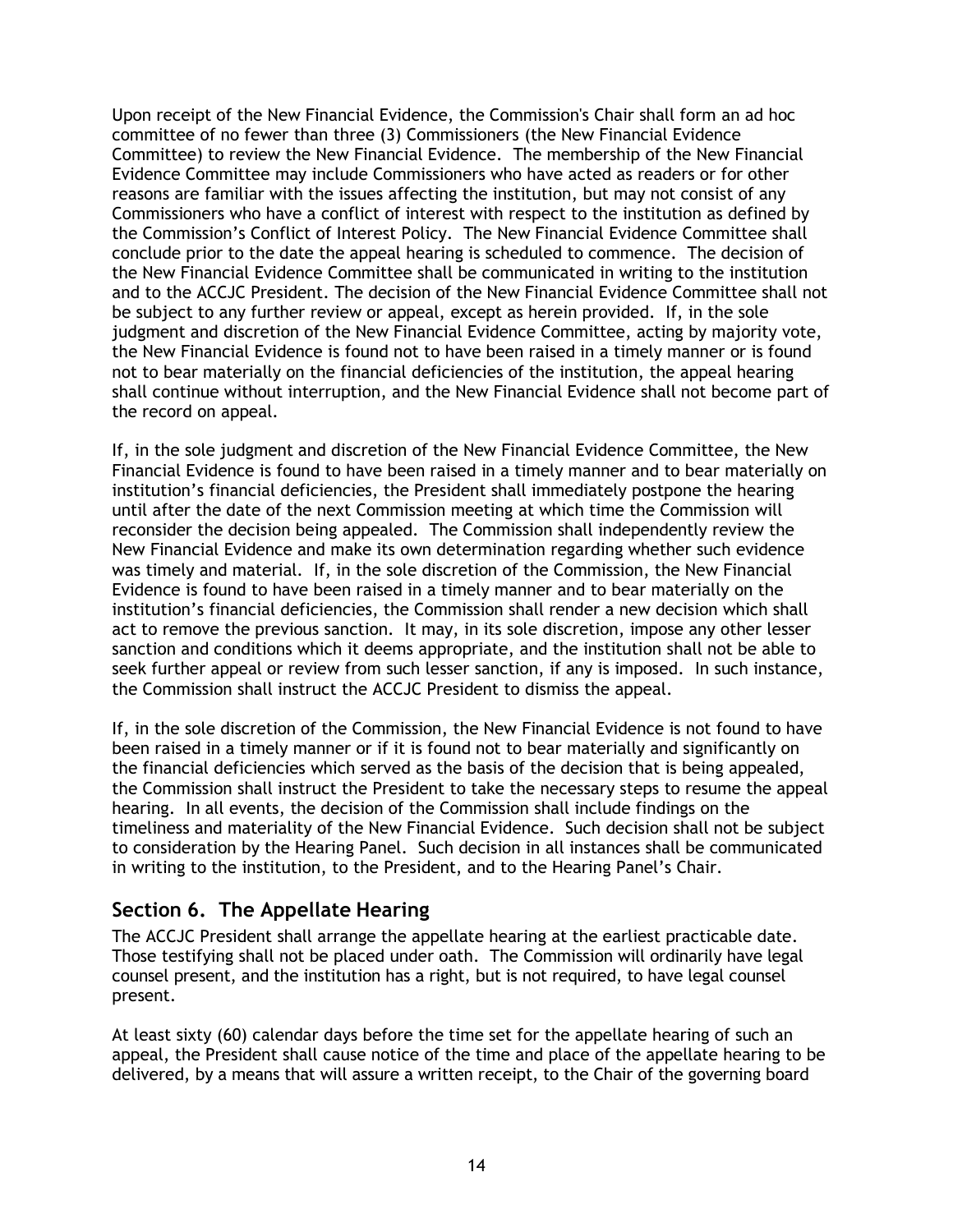Upon receipt of the New Financial Evidence, the Commission's Chair shall form an ad hoc committee of no fewer than three (3) Commissioners (the New Financial Evidence Committee) to review the New Financial Evidence. The membership of the New Financial Evidence Committee may include Commissioners who have acted as readers or for other reasons are familiar with the issues affecting the institution, but may not consist of any Commissioners who have a conflict of interest with respect to the institution as defined by the Commission's Conflict of Interest Policy. The New Financial Evidence Committee shall conclude prior to the date the appeal hearing is scheduled to commence. The decision of the New Financial Evidence Committee shall be communicated in writing to the institution and to the ACCJC President. The decision of the New Financial Evidence Committee shall not be subject to any further review or appeal, except as herein provided. If, in the sole judgment and discretion of the New Financial Evidence Committee, acting by majority vote, the New Financial Evidence is found not to have been raised in a timely manner or is found not to bear materially on the financial deficiencies of the institution, the appeal hearing shall continue without interruption, and the New Financial Evidence shall not become part of the record on appeal.

If, in the sole judgment and discretion of the New Financial Evidence Committee, the New Financial Evidence is found to have been raised in a timely manner and to bear materially on institution's financial deficiencies, the President shall immediately postpone the hearing until after the date of the next Commission meeting at which time the Commission will reconsider the decision being appealed. The Commission shall independently review the New Financial Evidence and make its own determination regarding whether such evidence was timely and material. If, in the sole discretion of the Commission, the New Financial Evidence is found to have been raised in a timely manner and to bear materially on the institution's financial deficiencies, the Commission shall render a new decision which shall act to remove the previous sanction. It may, in its sole discretion, impose any other lesser sanction and conditions which it deems appropriate, and the institution shall not be able to seek further appeal or review from such lesser sanction, if any is imposed. In such instance, the Commission shall instruct the ACCJC President to dismiss the appeal.

If, in the sole discretion of the Commission, the New Financial Evidence is not found to have been raised in a timely manner or if it is found not to bear materially and significantly on the financial deficiencies which served as the basis of the decision that is being appealed, the Commission shall instruct the President to take the necessary steps to resume the appeal hearing. In all events, the decision of the Commission shall include findings on the timeliness and materiality of the New Financial Evidence. Such decision shall not be subject to consideration by the Hearing Panel. Such decision in all instances shall be communicated in writing to the institution, to the President, and to the Hearing Panel's Chair.

## Section 6. The Appellate Hearing

The ACCJC President shall arrange the appellate hearing at the earliest practicable date. Those testifying shall not be placed under oath. The Commission will ordinarily have legal counsel present, and the institution has a right, but is not required, to have legal counsel present.

At least sixty (60) calendar days before the time set for the appellate hearing of such an appeal, the President shall cause notice of the time and place of the appellate hearing to be delivered, by a means that will assure a written receipt, to the Chair of the governing board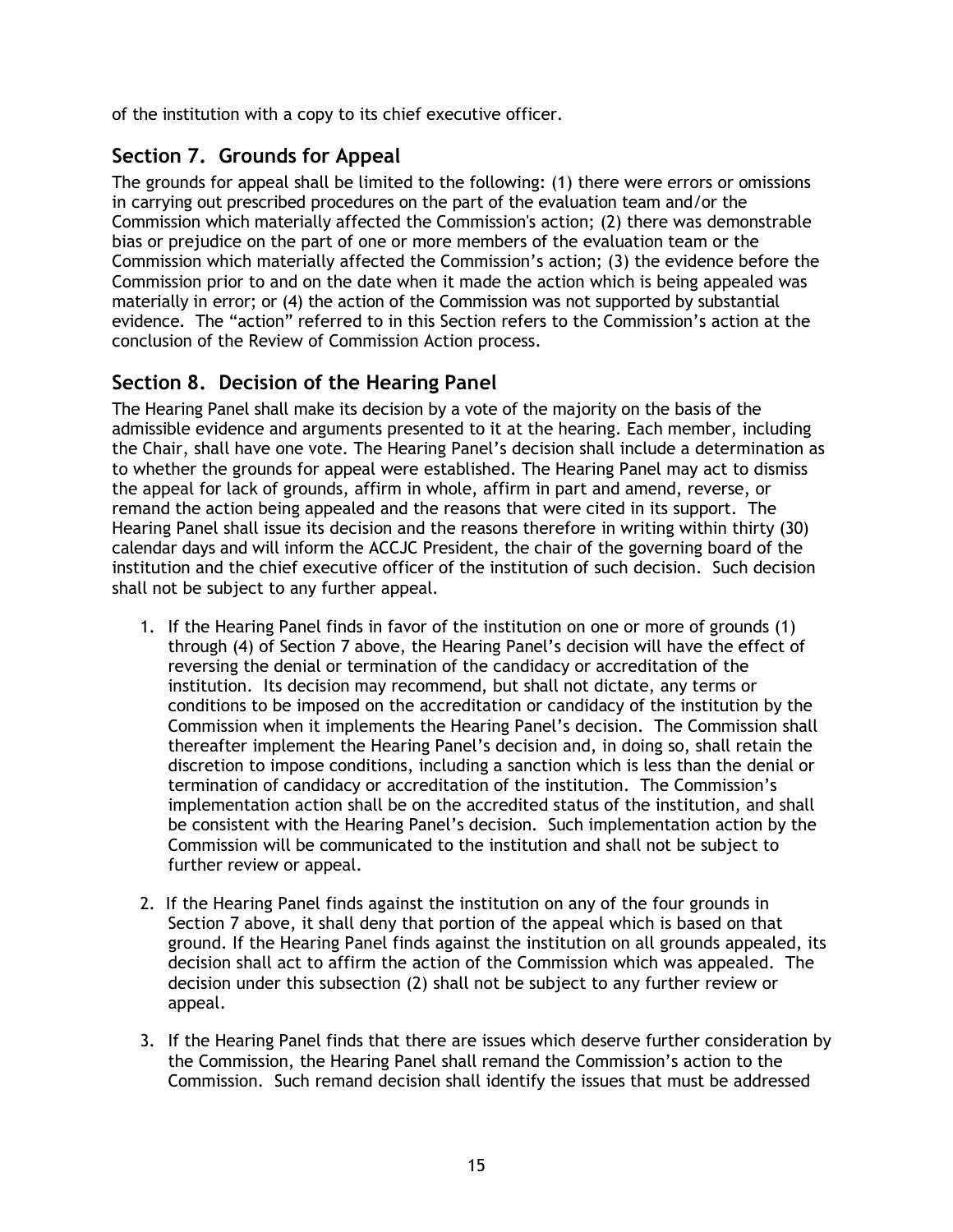of the institution with a copy to its chief executive officer.

## Section 7. Grounds for Appeal

The grounds for appeal shall be limited to the following: (1) there were errors or omissions in carrying out prescribed procedures on the part of the evaluation team and/or the Commission which materially affected the Commission's action; (2) there was demonstrable bias or prejudice on the part of one or more members of the evaluation team or the Commission which materially affected the Commission's action; (3) the evidence before the Commission prior to and on the date when it made the action which is being appealed was materially in error; or (4) the action of the Commission was not supported by substantial evidence. The "action" referred to in this Section refers to the Commission's action at the conclusion of the Review of Commission Action process.

## Section 8. Decision of the Hearing Panel

The Hearing Panel shall make its decision by a vote of the majority on the basis of the admissible evidence and arguments presented to it at the hearing. Each member, including the Chair, shall have one vote. The Hearing Panel's decision shall include a determination as to whether the grounds for appeal were established. The Hearing Panel may act to dismiss the appeal for lack of grounds, affirm in whole, affirm in part and amend, reverse, or remand the action being appealed and the reasons that were cited in its support. The Hearing Panel shall issue its decision and the reasons therefore in writing within thirty (30) calendar days and will inform the ACCJC President, the chair of the governing board of the institution and the chief executive officer of the institution of such decision. Such decision shall not be subject to any further appeal.

1. If the Hearing Panel finds in favor of the institution on one or more of grounds (1) through (4) of Section 7 above, the Hearing Panel's decision will have the effect of reversing the denial or termination of the candidacy or accreditation of the institution. Its decision may recommend, but shall not dictate, any terms or conditions to be imposed on the accreditation or candidacy of the institution by the Commission when it implements the Hearing Panel's decision. The Commission shall thereafter implement the Hearing Panel's decision and, in doing so, shall retain the discretion to impose conditions, including a sanction which is less than the denial or termination of candidacy or accreditation of the institution. The Commission's implementation action shall be on the accredited status of the institution, and shall be consistent with the Hearing Panel's decision. Such implementation action by the Commission will be communicated to the institution and shall not be subject to further review or appeal.

2. If the Hearing Panel finds against the institution on any of the four grounds in Section 7 above, it shall deny that portion of the appeal which is based on that ground. If the Hearing Panel finds against the institution on all grounds appealed, its decision shall act to affirm the action of the Commission which was appealed. The decision under this subsection (2) shall not be subject to any further review or appeal.

3. If the Hearing Panel finds that there are issues which deserve further consideration by the Commission, the Hearing Panel shall remand the Commission's action to the Commission. Such remand decision shall identify the issues that must be addressed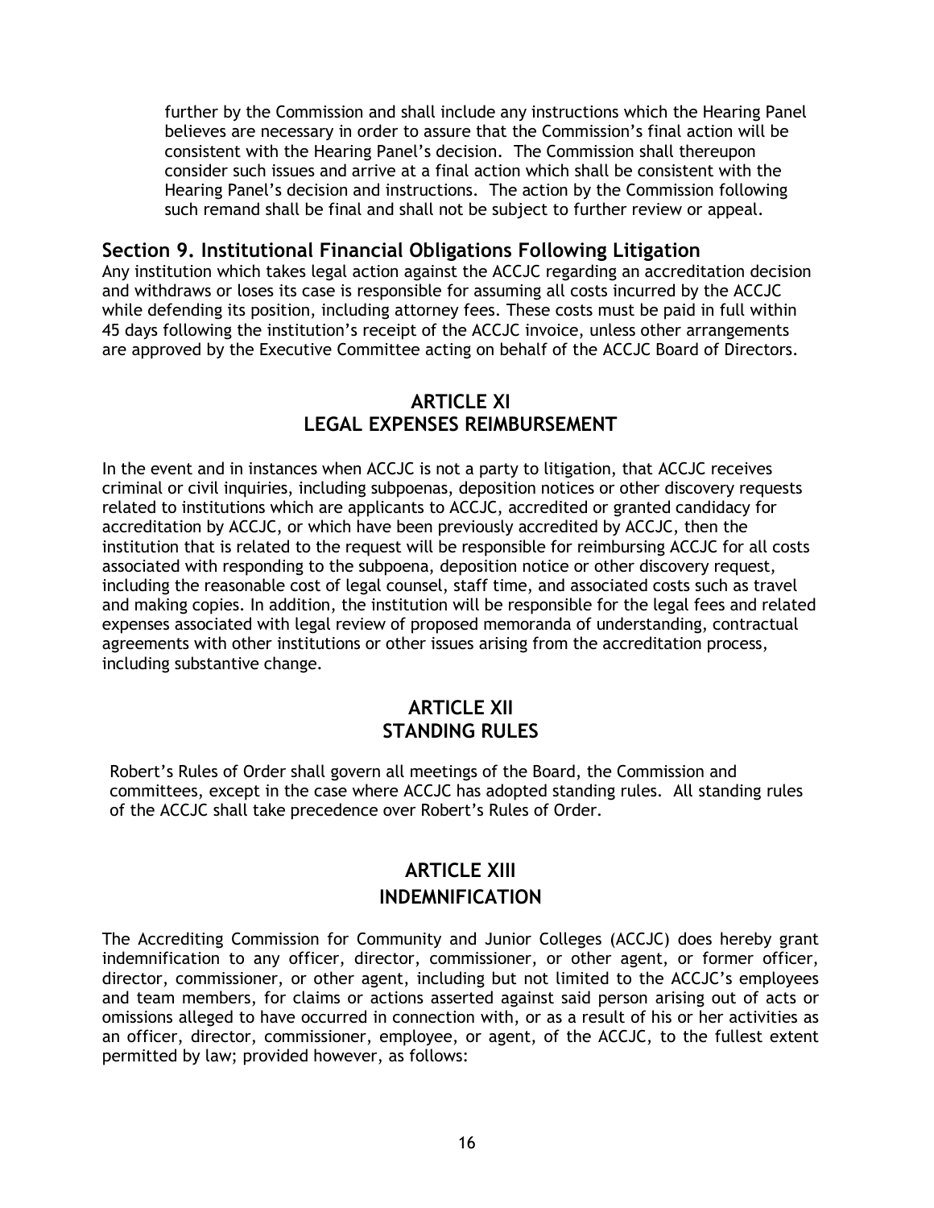further by the Commission and shall include any instructions which the Hearing Panel believes are necessary in order to assure that the Commission's final action will be consistent with the Hearing Panel's decision. The Commission shall thereupon consider such issues and arrive at a final action which shall be consistent with the Hearing Panel's decision and instructions. The action by the Commission following such remand shall be final and shall not be subject to further review or appeal.

### Section 9. Institutional Financial Obligations Following Litigation

Any institution which takes legal action against the ACCJC regarding an accreditation decision and withdraws or loses its case is responsible for assuming all costs incurred by the ACCJC while defending its position, including attorney fees. These costs must be paid in full within 45 days following the institution's receipt of the ACCJC invoice, unless other arrangements are approved by the Executive Committee acting on behalf of the ACCJC Board of Directors.

## ARTICLE XI
## LEGAL EXPENSES REIMBURSEMENT

In the event and in instances when ACCJC is not a party to litigation, that ACCJC receives criminal or civil inquiries, including subpoenas, deposition notices or other discovery requests related to institutions which are applicants to ACCJC, accredited or granted candidacy for accreditation by ACCJC, or which have been previously accredited by ACCJC, then the institution that is related to the request will be responsible for reimbursing ACCJC for all costs associated with responding to the subpoena, deposition notice or other discovery request, including the reasonable cost of legal counsel, staff time, and associated costs such as travel and making copies. In addition, the institution will be responsible for the legal fees and related expenses associated with legal review of proposed memoranda of understanding, contractual agreements with other institutions or other issues arising from the accreditation process, including substantive change.

## ARTICLE XII
## STANDING RULES

Robert's Rules of Order shall govern all meetings of the Board, the Commission and committees, except in the case where ACCJC has adopted standing rules. All standing rules of the ACCJC shall take precedence over Robert's Rules of Order.

## ARTICLE XIII
## INDEMNIFICATION

The Accrediting Commission for Community and Junior Colleges (ACCJC) does hereby grant indemnification to any officer, director, commissioner, or other agent, or former officer, director, commissioner, or other agent, including but not limited to the ACCJC's employees and team members, for claims or actions asserted against said person arising out of acts or omissions alleged to have occurred in connection with, or as a result of his or her activities as an officer, director, commissioner, employee, or agent, of the ACCJC, to the fullest extent permitted by law; provided however, as follows: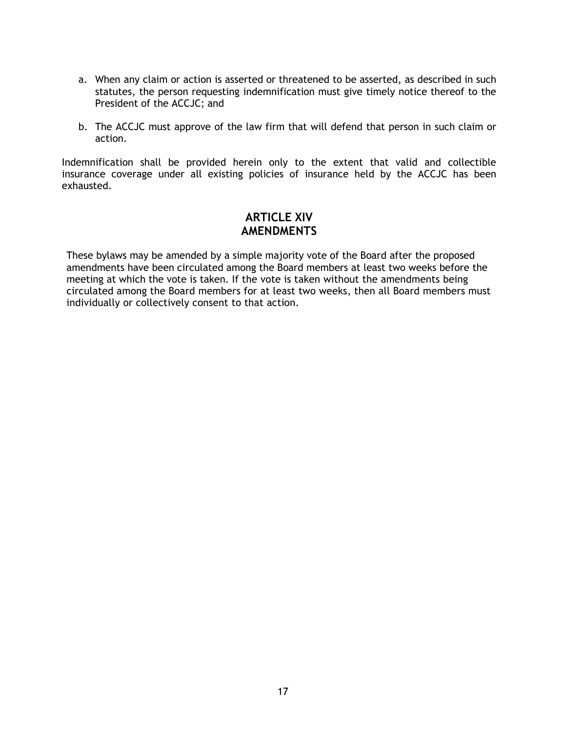a. When any claim or action is asserted or threatened to be asserted, as described in such statutes, the person requesting indemnification must give timely notice thereof to the President of the ACCJC; and

b. The ACCJC must approve of the law firm that will defend that person in such claim or action.

Indemnification shall be provided herein only to the extent that valid and collectible insurance coverage under all existing policies of insurance held by the ACCJC has been exhausted.

## ARTICLE XIV AMENDMENTS

These bylaws may be amended by a simple majority vote of the Board after the proposed amendments have been circulated among the Board members at least two weeks before the meeting at which the vote is taken. If the vote is taken without the amendments being circulated among the Board members for at least two weeks, then all Board members must individually or collectively consent to that action.